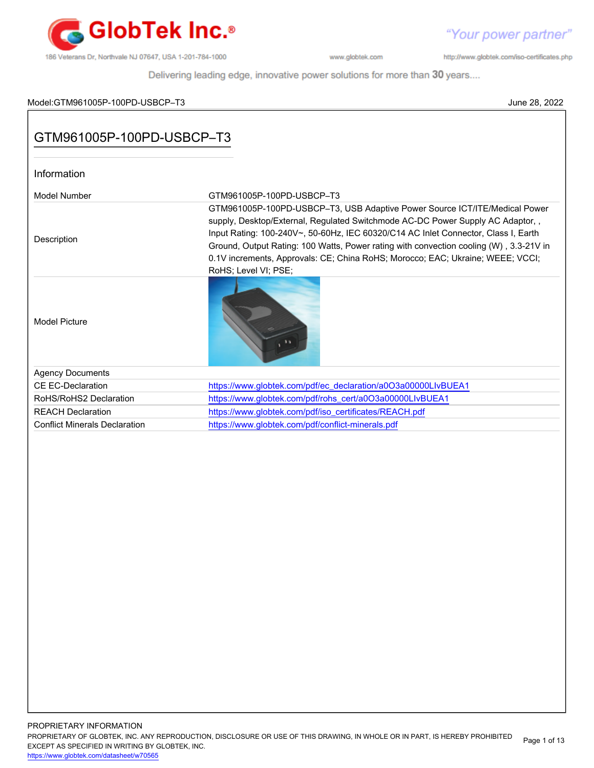GlobTek Inc.®

"Your power partner"

186 Veterans Dr, Northvale NJ 07647, USA 1-201-784-1000 www.globtek.com http://www.globtek.com/iso-certificates.php

Delivering leading edge, innovative power solutions for more than 30 years....

Model:GTM961005P-100PD-USBCP–T3 June 28, 2022

# GTM961005P-100PD-USBCP–T3

## Information

| | |
|---|---|
| Model Number | GTM961005P-100PD-USBCP–T3 |
| Description | GTM961005P-100PD-USBCP–T3, USB Adaptive Power Source ICT/ITE/Medical Power supply, Desktop/External, Regulated Switchmode AC-DC Power Supply AC Adaptor, , Input Rating: 100-240V~, 50-60Hz, IEC 60320/C14 AC Inlet Connector, Class I, Earth Ground, Output Rating: 100 Watts, Power rating with convection cooling (W) , 3.3-21V in 0.1V increments, Approvals: CE; China RoHS; Morocco; EAC; Ukraine; WEEE; VCCI; RoHS; Level VI; PSE; |
| Model Picture | |
| Agency Documents | |
| CE EC-Declaration | https://www.globtek.com/pdf/ec_declaration/a0O3a00000LIvBUEA1 |
| RoHS/RoHS2 Declaration | https://www.globtek.com/pdf/rohs_cert/a0O3a00000LIvBUEA1 |
| REACH Declaration | https://www.globtek.com/pdf/iso_certificates/REACH.pdf |
| Conflict Minerals Declaration | https://www.globtek.com/pdf/conflict-minerals.pdf |

PROPRIETARY INFORMATION

PROPRIETARY OF GLOBTEK, INC. ANY REPRODUCTION, DISCLOSURE OR USE OF THIS DRAWING, IN WHOLE OR IN PART, IS HEREBY PROHIBITED EXCEPT AS SPECIFIED IN WRITING BY GLOBTEK, INC.

https://www.globtek.com/datasheet/w70565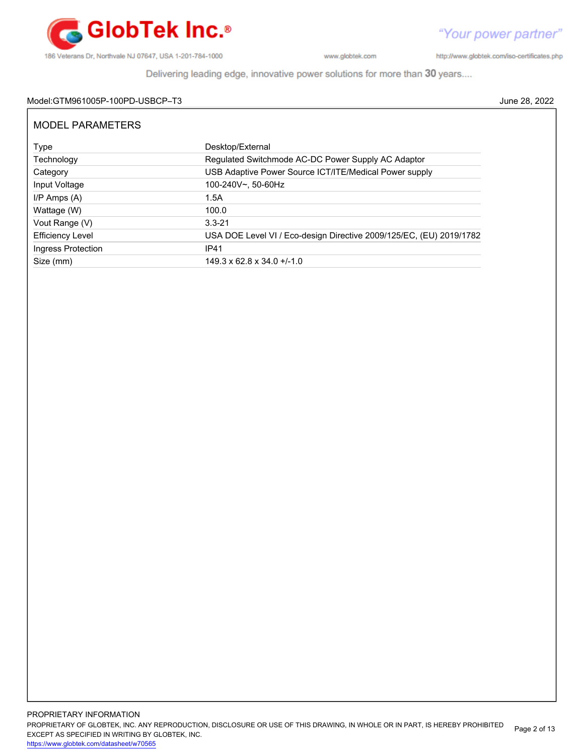Model:GTM961005P-100PD-USBCP–T3 June 28, 2022

## MODEL PARAMETERS

| | |
|---|---|
| Type | Desktop/External |
| Technology | Regulated Switchmode AC-DC Power Supply AC Adaptor |
| Category | USB Adaptive Power Source ICT/ITE/Medical Power supply |
| Input Voltage | 100-240V~, 50-60Hz |
| I/P Amps (A) | 1.5A |
| Wattage (W) | 100.0 |
| Vout Range (V) | 3.3-21 |
| Efficiency Level | USA DOE Level VI / Eco-design Directive 2009/125/EC, (EU) 2019/1782 |
| Ingress Protection | IP41 |
| Size (mm) | 149.3 x 62.8 x 34.0 +/-1.0 |

PROPRIETARY INFORMATION
PROPRIETARY OF GLOBTEK, INC. ANY REPRODUCTION, DISCLOSURE OR USE OF THIS DRAWING, IN WHOLE OR IN PART, IS HEREBY PROHIBITED EXCEPT AS SPECIFIED IN WRITING BY GLOBTEK, INC.
https://www.globtek.com/datasheet/w70565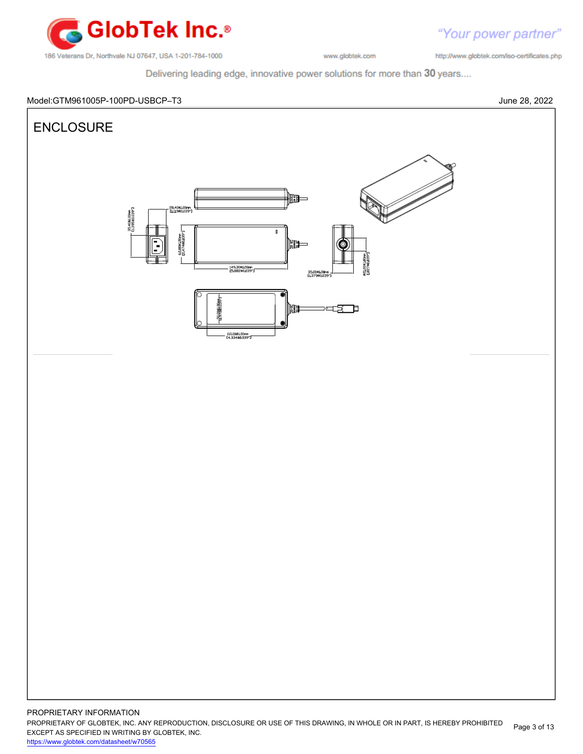Model:GTM961005P-100PD-USBCP–T3

June 28, 2022

# ENCLOSURE

28.40±1.00mm [1.119±0.039"]

35.40±1.00mm [1.394±0.039"]

62.80±1.00mm [2.474±0.039"]

149.30±1.00mm [5.882±0.039"]

35.00±1.00mm [1.379±0.039"]

Ø21.00±1.00mm [.827±0.039"]

50.00±1.00mm [1.970±0.039"]

110.00±1.00mm [4.334±0.039"]

PROPRIETARY INFORMATION

PROPRIETARY OF GLOBTEK, INC. ANY REPRODUCTION, DISCLOSURE OR USE OF THIS DRAWING, IN WHOLE OR IN PART, IS HEREBY PROHIBITED EXCEPT AS SPECIFIED IN WRITING BY GLOBTEK, INC.

https://www.globtek.com/datasheet/w70565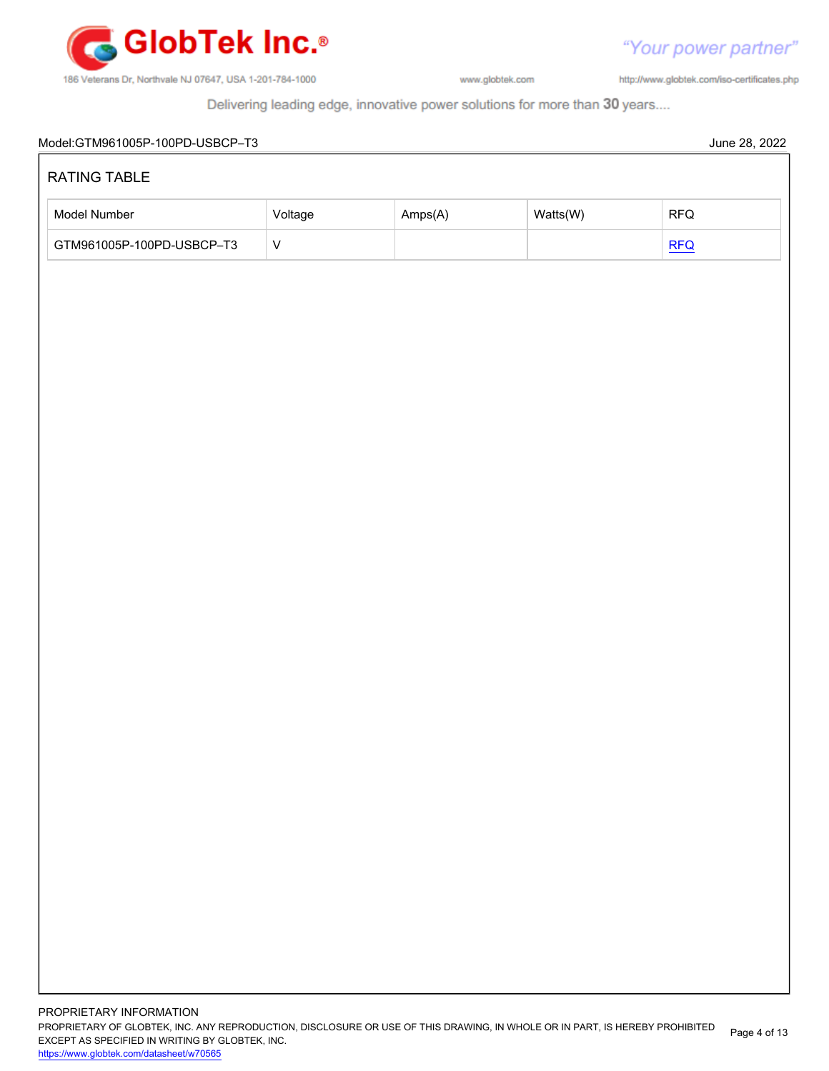Model:GTM961005P-100PD-USBCP–T3 June 28, 2022

## RATING TABLE

| Model Number | Voltage | Amps(A) | Watts(W) | RFQ |
| --- | --- | --- | --- | --- |
| GTM961005P-100PD-USBCP–T3 | V | | | RFQ |

PROPRIETARY INFORMATION
PROPRIETARY OF GLOBTEK, INC. ANY REPRODUCTION, DISCLOSURE OR USE OF THIS DRAWING, IN WHOLE OR IN PART, IS HEREBY PROHIBITED EXCEPT AS SPECIFIED IN WRITING BY GLOBTEK, INC.
https://www.globtek.com/datasheet/w70565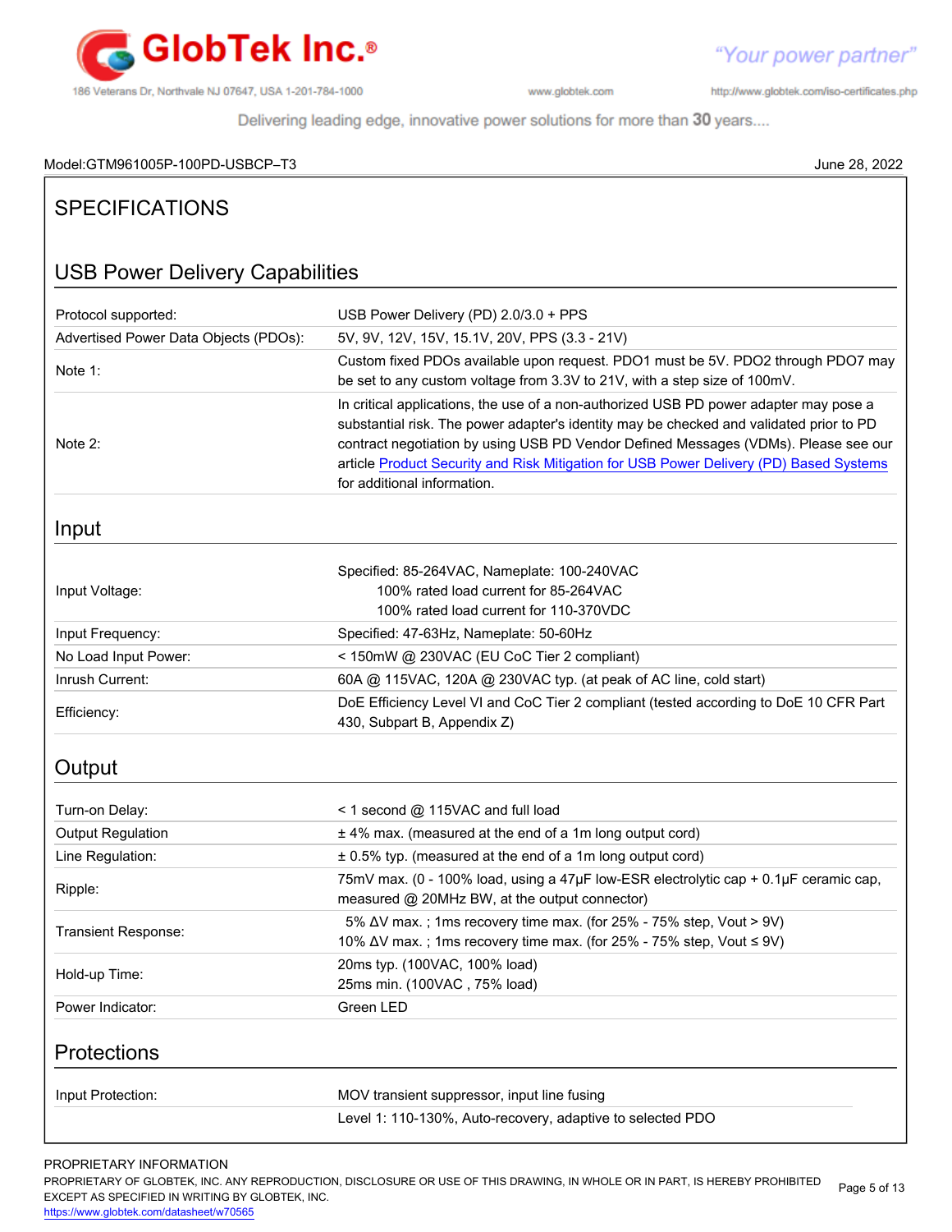Model:GTM961005P-100PD-USBCP–T3 June 28, 2022

# SPECIFICATIONS

## USB Power Delivery Capabilities

| | |
|---|---|
| Protocol supported: | USB Power Delivery (PD) 2.0/3.0 + PPS |
| Advertised Power Data Objects (PDOs): | 5V, 9V, 12V, 15V, 15.1V, 20V, PPS (3.3 - 21V) |
| Note 1: | Custom fixed PDOs available upon request. PDO1 must be 5V. PDO2 through PDO7 may be set to any custom voltage from 3.3V to 21V, with a step size of 100mV. |
| Note 2: | In critical applications, the use of a non-authorized USB PD power adapter may pose a substantial risk. The power adapter's identity may be checked and validated prior to PD contract negotiation by using USB PD Vendor Defined Messages (VDMs). Please see our article Product Security and Risk Mitigation for USB Power Delivery (PD) Based Systems for additional information. |

## Input

| | |
|---|---|
| Input Voltage: | Specified: 85-264VAC, Nameplate: 100-240VAC<br>100% rated load current for 85-264VAC<br>100% rated load current for 110-370VDC |
| Input Frequency: | Specified: 47-63Hz, Nameplate: 50-60Hz |
| No Load Input Power: | < 150mW @ 230VAC (EU CoC Tier 2 compliant) |
| Inrush Current: | 60A @ 115VAC, 120A @ 230VAC typ. (at peak of AC line, cold start) |
| Efficiency: | DoE Efficiency Level VI and CoC Tier 2 compliant (tested according to DoE 10 CFR Part 430, Subpart B, Appendix Z) |

## Output

| | |
|---|---|
| Turn-on Delay: | < 1 second @ 115VAC and full load |
| Output Regulation | ± 4% max. (measured at the end of a 1m long output cord) |
| Line Regulation: | ± 0.5% typ. (measured at the end of a 1m long output cord) |
| Ripple: | 75mV max. (0 - 100% load, using a 47µF low-ESR electrolytic cap + 0.1µF ceramic cap, measured @ 20MHz BW, at the output connector) |
| Transient Response: | 5% ΔV max. ; 1ms recovery time max. (for 25% - 75% step, Vout > 9V)<br>10% ΔV max. ; 1ms recovery time max. (for 25% - 75% step, Vout ≤ 9V) |
| Hold-up Time: | 20ms typ. (100VAC, 100% load)<br>25ms min. (100VAC , 75% load) |
| Power Indicator: | Green LED |

## Protections

| | |
|---|---|
| Input Protection: | MOV transient suppressor, input line fusing |
| | Level 1: 110-130%, Auto-recovery, adaptive to selected PDO |

PROPRIETARY INFORMATION
PROPRIETARY OF GLOBTEK, INC. ANY REPRODUCTION, DISCLOSURE OR USE OF THIS DRAWING, IN WHOLE OR IN PART, IS HEREBY PROHIBITED EXCEPT AS SPECIFIED IN WRITING BY GLOBTEK, INC.
https://www.globtek.com/datasheet/w70565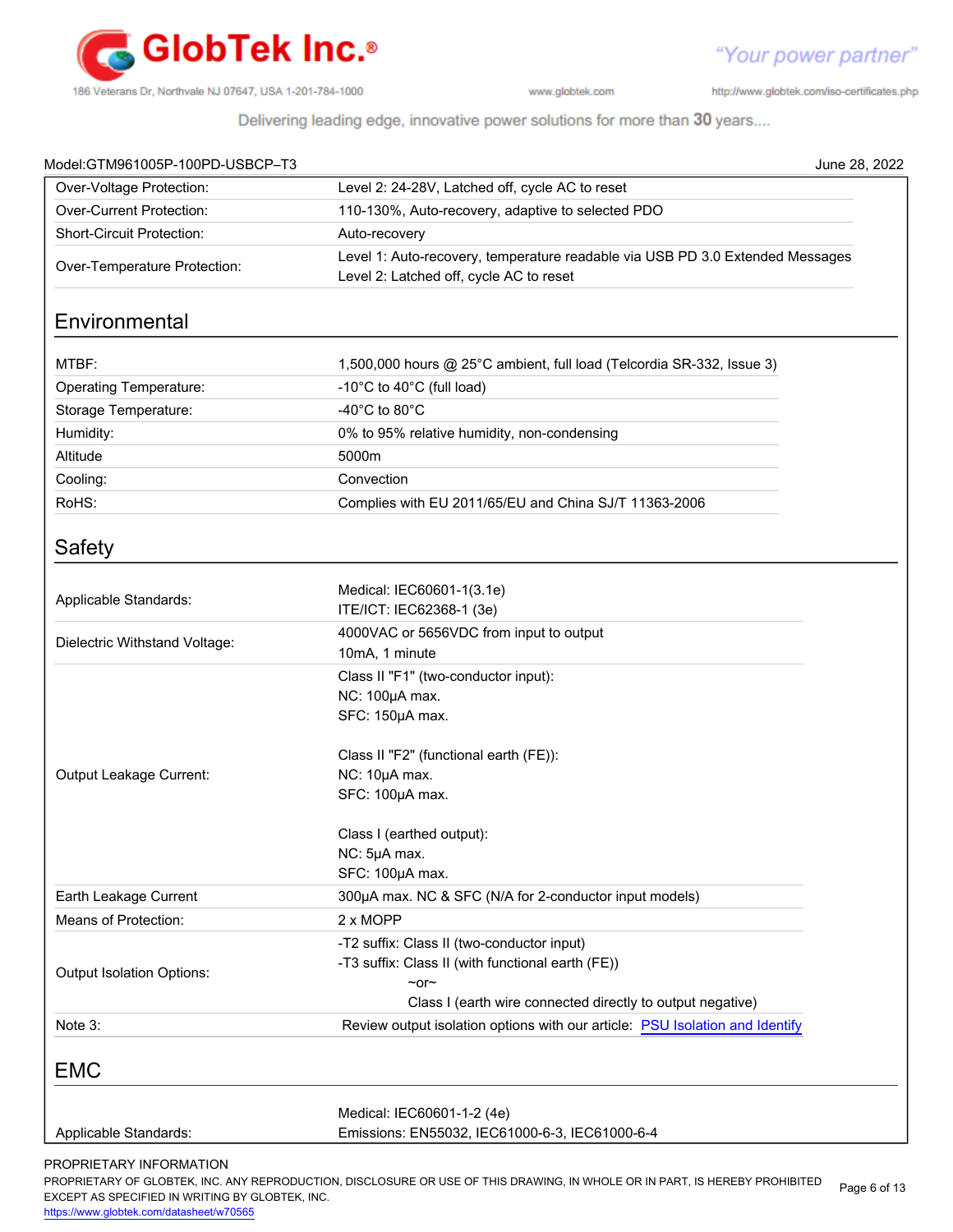Model:GTM961005P-100PD-USBCP–T3 June 28, 2022

| | |
|---|---|
| Over-Voltage Protection: | Level 2: 24-28V, Latched off, cycle AC to reset |
| Over-Current Protection: | 110-130%, Auto-recovery, adaptive to selected PDO |
| Short-Circuit Protection: | Auto-recovery |
| Over-Temperature Protection: | Level 1: Auto-recovery, temperature readable via USB PD 3.0 Extended Messages<br>Level 2: Latched off, cycle AC to reset |

## Environmental

| | |
|---|---|
| MTBF: | 1,500,000 hours @ 25°C ambient, full load (Telcordia SR-332, Issue 3) |
| Operating Temperature: | -10°C to 40°C (full load) |
| Storage Temperature: | -40°C to 80°C |
| Humidity: | 0% to 95% relative humidity, non-condensing |
| Altitude | 5000m |
| Cooling: | Convection |
| RoHS: | Complies with EU 2011/65/EU and China SJ/T 11363-2006 |

## Safety

| | |
|---|---|
| Applicable Standards: | Medical: IEC60601-1(3.1e)<br>ITE/ICT: IEC62368-1 (3e) |
| Dielectric Withstand Voltage: | 4000VAC or 5656VDC from input to output<br>10mA, 1 minute |
| Output Leakage Current: | Class II "F1" (two-conductor input):<br>NC: 100μA max.<br>SFC: 150μA max.<br><br>Class II "F2" (functional earth (FE)):<br>NC: 10μA max.<br>SFC: 100μA max.<br><br>Class I (earthed output):<br>NC: 5μA max.<br>SFC: 100μA max. |
| Earth Leakage Current | 300μA max. NC & SFC (N/A for 2-conductor input models) |
| Means of Protection: | 2 x MOPP |
| Output Isolation Options: | -T2 suffix: Class II (two-conductor input)<br>-T3 suffix: Class II (with functional earth (FE))<br>~or~<br>Class I (earth wire connected directly to output negative) |
| Note 3: | Review output isolation options with our article: [PSU Isolation and Identify] |

## EMC

| | |
|---|---|
| Applicable Standards: | Medical: IEC60601-1-2 (4e)<br>Emissions: EN55032, IEC61000-6-3, IEC61000-6-4 |

PROPRIETARY INFORMATION
PROPRIETARY OF GLOBTEK, INC. ANY REPRODUCTION, DISCLOSURE OR USE OF THIS DRAWING, IN WHOLE OR IN PART, IS HEREBY PROHIBITED EXCEPT AS SPECIFIED IN WRITING BY GLOBTEK, INC.
https://www.globtek.com/datasheet/w70565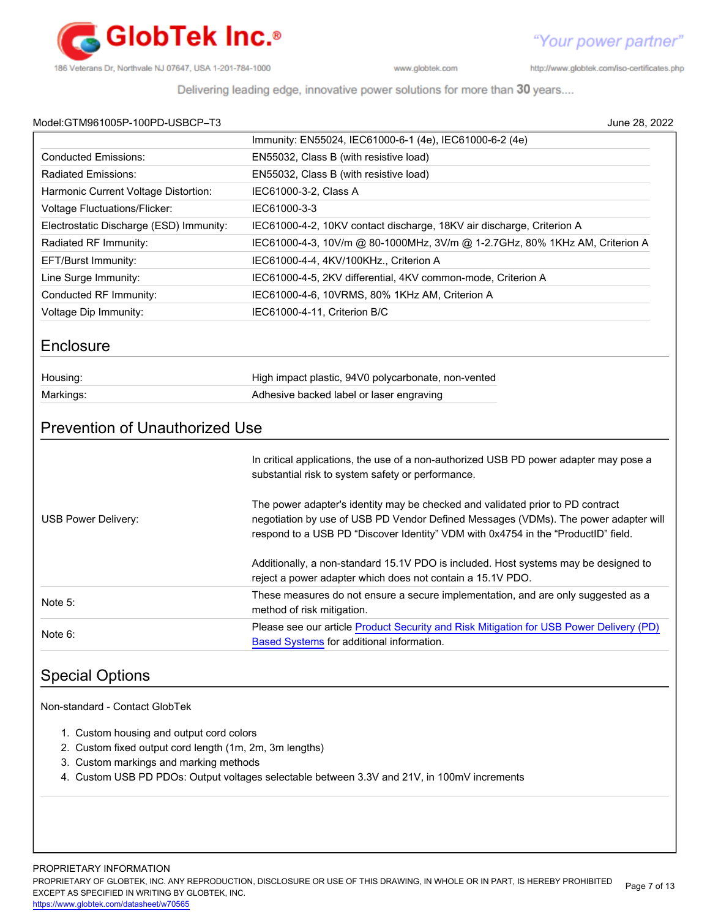Model:GTM961005P-100PD-USBCP–T3 June 28, 2022

| | |
|---|---|
| | Immunity: EN55024, IEC61000-6-1 (4e), IEC61000-6-2 (4e) |
| Conducted Emissions: | EN55032, Class B (with resistive load) |
| Radiated Emissions: | EN55032, Class B (with resistive load) |
| Harmonic Current Voltage Distortion: | IEC61000-3-2, Class A |
| Voltage Fluctuations/Flicker: | IEC61000-3-3 |
| Electrostatic Discharge (ESD) Immunity: | IEC61000-4-2, 10KV contact discharge, 18KV air discharge, Criterion A |
| Radiated RF Immunity: | IEC61000-4-3, 10V/m @ 80-1000MHz, 3V/m @ 1-2.7GHz, 80% 1KHz AM, Criterion A |
| EFT/Burst Immunity: | IEC61000-4-4, 4KV/100KHz., Criterion A |
| Line Surge Immunity: | IEC61000-4-5, 2KV differential, 4KV common-mode, Criterion A |
| Conducted RF Immunity: | IEC61000-4-6, 10VRMS, 80% 1KHz AM, Criterion A |
| Voltage Dip Immunity: | IEC61000-4-11, Criterion B/C |

## Enclosure

| | |
|---|---|
| Housing: | High impact plastic, 94V0 polycarbonate, non-vented |
| Markings: | Adhesive backed label or laser engraving |

## Prevention of Unauthorized Use

| | |
|---|---|
| USB Power Delivery: | In critical applications, the use of a non-authorized USB PD power adapter may pose a substantial risk to system safety or performance.<br><br>The power adapter's identity may be checked and validated prior to PD contract negotiation by use of USB PD Vendor Defined Messages (VDMs). The power adapter will respond to a USB PD "Discover Identity" VDM with 0x4754 in the "ProductID" field.<br><br>Additionally, a non-standard 15.1V PDO is included. Host systems may be designed to reject a power adapter which does not contain a 15.1V PDO. |
| Note 5: | These measures do not ensure a secure implementation, and are only suggested as a method of risk mitigation. |
| Note 6: | Please see our article Product Security and Risk Mitigation for USB Power Delivery (PD) Based Systems for additional information. |

## Special Options

Non-standard - Contact GlobTek

1. Custom housing and output cord colors
2. Custom fixed output cord length (1m, 2m, 3m lengths)
3. Custom markings and marking methods
4. Custom USB PD PDOs: Output voltages selectable between 3.3V and 21V, in 100mV increments

PROPRIETARY INFORMATION
PROPRIETARY OF GLOBTEK, INC. ANY REPRODUCTION, DISCLOSURE OR USE OF THIS DRAWING, IN WHOLE OR IN PART, IS HEREBY PROHIBITED EXCEPT AS SPECIFIED IN WRITING BY GLOBTEK, INC.
https://www.globtek.com/datasheet/w70565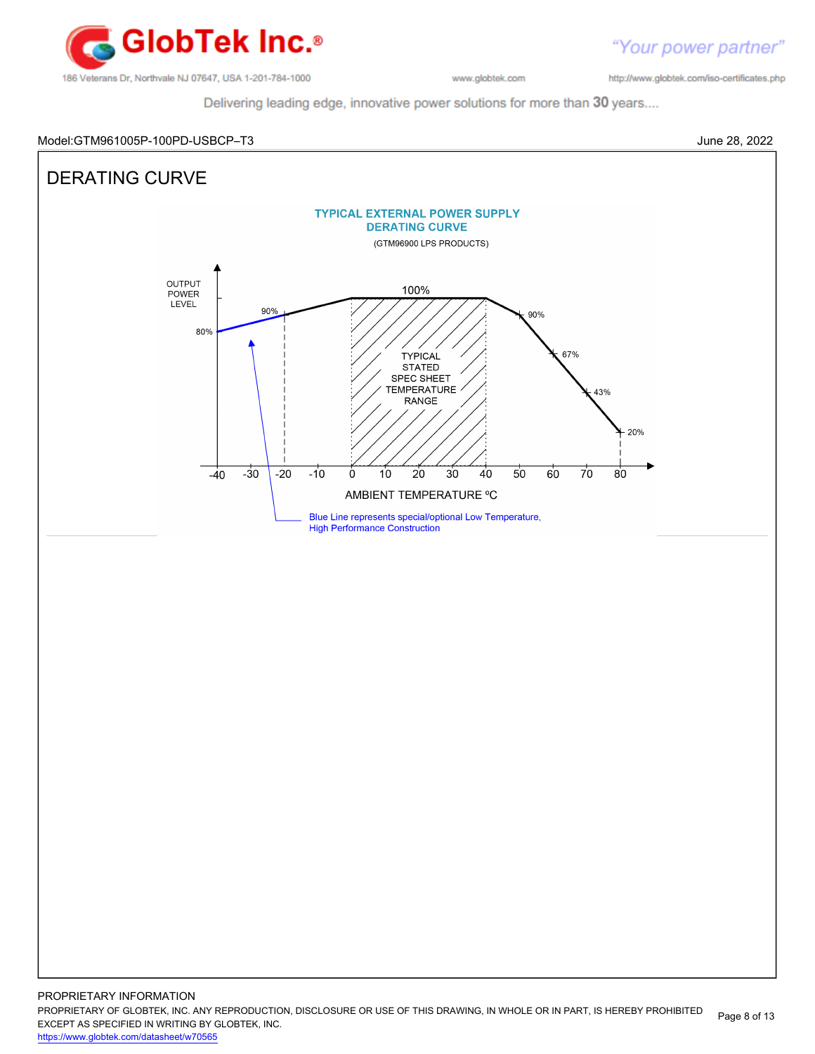Model:GTM961005P-100PD-USBCP–T3

June 28, 2022

# DERATING CURVE

TYPICAL EXTERNAL POWER SUPPLY
DERATING CURVE

(GTM96900 LPS PRODUCTS)

OUTPUT POWER LEVEL

100%

90%

80%

90%

67%

43%

20%

TYPICAL STATED SPEC SHEET TEMPERATURE RANGE

-40 -30 -20 -10 0 10 20 30 40 50 60 70 80

AMBIENT TEMPERATURE ºC

Blue Line represents special/optional Low Temperature, High Performance Construction

PROPRIETARY INFORMATION
PROPRIETARY OF GLOBTEK, INC. ANY REPRODUCTION, DISCLOSURE OR USE OF THIS DRAWING, IN WHOLE OR IN PART, IS HEREBY PROHIBITED EXCEPT AS SPECIFIED IN WRITING BY GLOBTEK, INC.
https://www.globtek.com/datasheet/w70565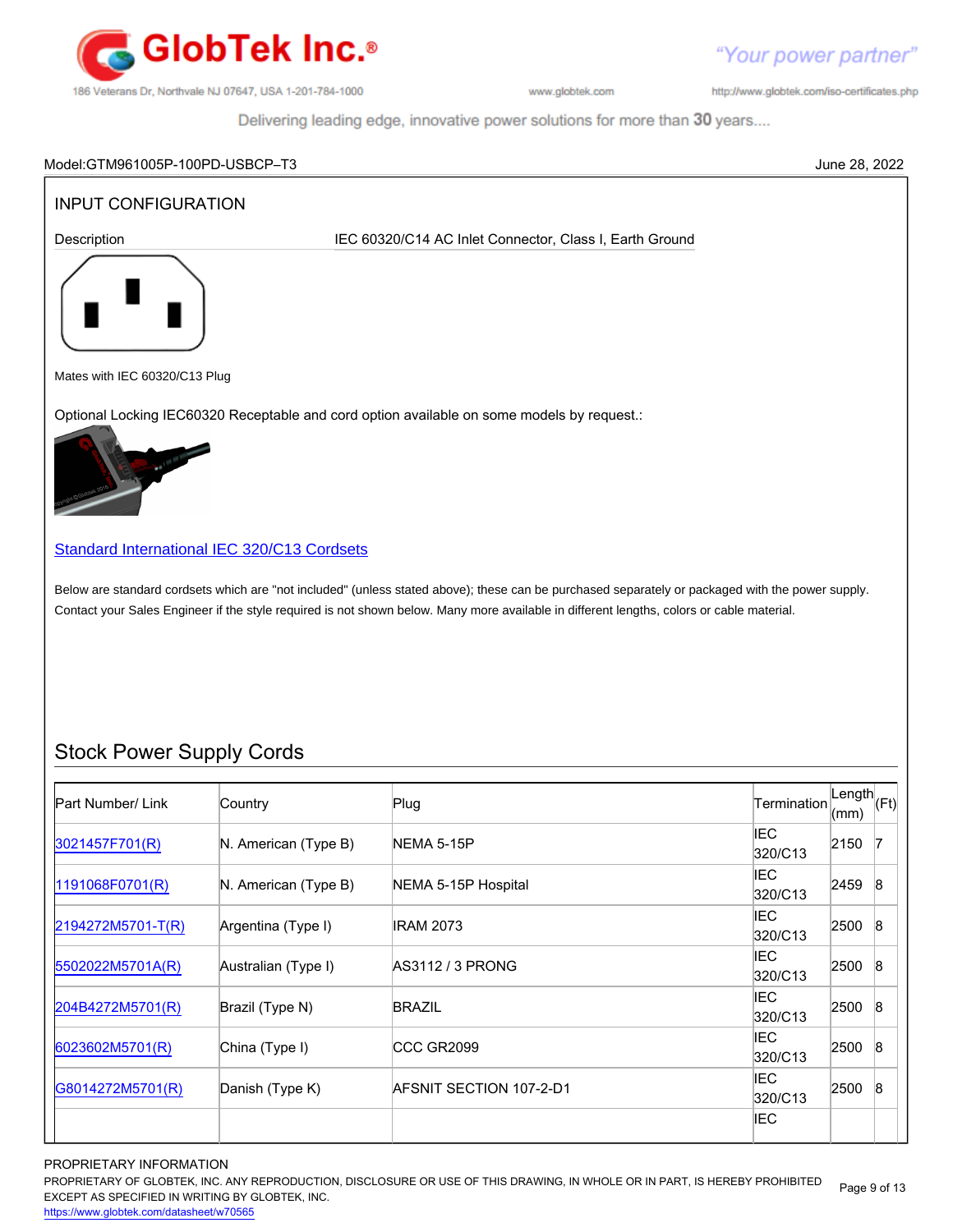Model:GTM961005P-100PD-USBCP–T3 June 28, 2022

## INPUT CONFIGURATION

Description IEC 60320/C14 AC Inlet Connector, Class I, Earth Ground

Mates with IEC 60320/C13 Plug

Optional Locking IEC60320 Receptable and cord option available on some models by request.:

[Standard International IEC 320/C13 Cordsets](#)

Below are standard cordsets which are "not included" (unless stated above); these can be purchased separately or packaged with the power supply. Contact your Sales Engineer if the style required is not shown below. Many more available in different lengths, colors or cable material.

## Stock Power Supply Cords

| Part Number/ Link | Country | Plug | Termination | Length (mm) | (Ft) |
|---|---|---|---|---|---|
| 3021457F701(R) | N. American (Type B) | NEMA 5-15P | IEC 320/C13 | 2150 | 7 |
| 1191068F0701(R) | N. American (Type B) | NEMA 5-15P Hospital | IEC 320/C13 | 2459 | 8 |
| 2194272M5701-T(R) | Argentina (Type I) | IRAM 2073 | IEC 320/C13 | 2500 | 8 |
| 5502022M5701A(R) | Australian (Type I) | AS3112 / 3 PRONG | IEC 320/C13 | 2500 | 8 |
| 204B4272M5701(R) | Brazil (Type N) | BRAZIL | IEC 320/C13 | 2500 | 8 |
| 6023602M5701(R) | China (Type I) | CCC GR2099 | IEC 320/C13 | 2500 | 8 |
| G8014272M5701(R) | Danish (Type K) | AFSNIT SECTION 107-2-D1 | IEC 320/C13 | 2500 | 8 |
| | | | IEC | | |

PROPRIETARY INFORMATION
PROPRIETARY OF GLOBTEK, INC. ANY REPRODUCTION, DISCLOSURE OR USE OF THIS DRAWING, IN WHOLE OR IN PART, IS HEREBY PROHIBITED EXCEPT AS SPECIFIED IN WRITING BY GLOBTEK, INC.
https://www.globtek.com/datasheet/w70565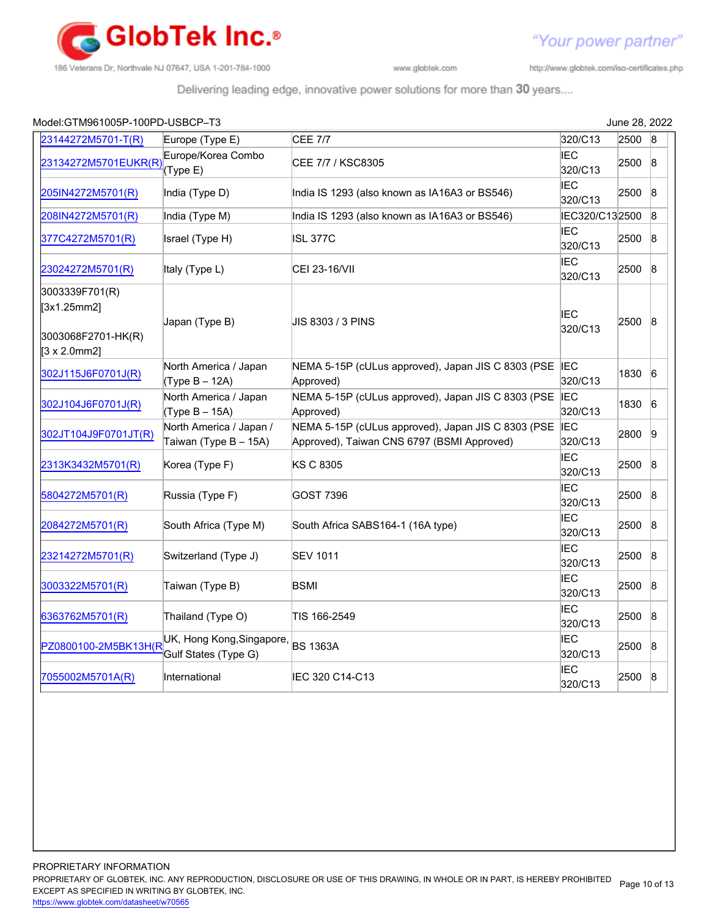Model:GTM961005P-100PD-USBCP–T3 June 28, 2022

| | | | | | |
|---|---|---|---|---|---|
| 23144272M5701-T(R) | Europe (Type E) | CEE 7/7 | 320/C13 | 2500 | 8 |
| 23134272M5701EUKR(R) | Europe/Korea Combo (Type E) | CEE 7/7 / KSC8305 | IEC 320/C13 | 2500 | 8 |
| 205IN4272M5701(R) | India (Type D) | India IS 1293 (also known as IA16A3 or BS546) | IEC 320/C13 | 2500 | 8 |
| 208IN4272M5701(R) | India (Type M) | India IS 1293 (also known as IA16A3 or BS546) | IEC320/C13 | 2500 | 8 |
| 377C4272M5701(R) | Israel (Type H) | ISL 377C | IEC 320/C13 | 2500 | 8 |
| 23024272M5701(R) | Italy (Type L) | CEI 23-16/VII | IEC 320/C13 | 2500 | 8 |
| 3003339F701(R) [3x1.25mm2] 3003068F2701-HK(R) [3 x 2.0mm2] | Japan (Type B) | JIS 8303 / 3 PINS | IEC 320/C13 | 2500 | 8 |
| 302J115J6F0701J(R) | North America / Japan (Type B – 12A) | NEMA 5-15P (cULus approved), Japan JIS C 8303 (PSE Approved) | IEC 320/C13 | 1830 | 6 |
| 302J104J6F0701J(R) | North America / Japan (Type B – 15A) | NEMA 5-15P (cULus approved), Japan JIS C 8303 (PSE Approved) | IEC 320/C13 | 1830 | 6 |
| 302JT104J9F0701JT(R) | North America / Japan / Taiwan (Type B – 15A) | NEMA 5-15P (cULus approved), Japan JIS C 8303 (PSE Approved), Taiwan CNS 6797 (BSMI Approved) | IEC 320/C13 | 2800 | 9 |
| 2313K3432M5701(R) | Korea (Type F) | KS C 8305 | IEC 320/C13 | 2500 | 8 |
| 5804272M5701(R) | Russia (Type F) | GOST 7396 | IEC 320/C13 | 2500 | 8 |
| 2084272M5701(R) | South Africa (Type M) | South Africa SABS164-1 (16A type) | IEC 320/C13 | 2500 | 8 |
| 23214272M5701(R) | Switzerland (Type J) | SEV 1011 | IEC 320/C13 | 2500 | 8 |
| 3003322M5701(R) | Taiwan (Type B) | BSMI | IEC 320/C13 | 2500 | 8 |
| 6363762M5701(R) | Thailand (Type O) | TIS 166-2549 | IEC 320/C13 | 2500 | 8 |
| PZ0800100-2M5BK13H(R | UK, Hong Kong,Singapore, Gulf States (Type G) | BS 1363A | IEC 320/C13 | 2500 | 8 |
| 7055002M5701A(R) | International | IEC 320 C14-C13 | IEC 320/C13 | 2500 | 8 |

PROPRIETARY INFORMATION
PROPRIETARY OF GLOBTEK, INC. ANY REPRODUCTION, DISCLOSURE OR USE OF THIS DRAWING, IN WHOLE OR IN PART, IS HEREBY PROHIBITED EXCEPT AS SPECIFIED IN WRITING BY GLOBTEK, INC.
https://www.globtek.com/datasheet/w70565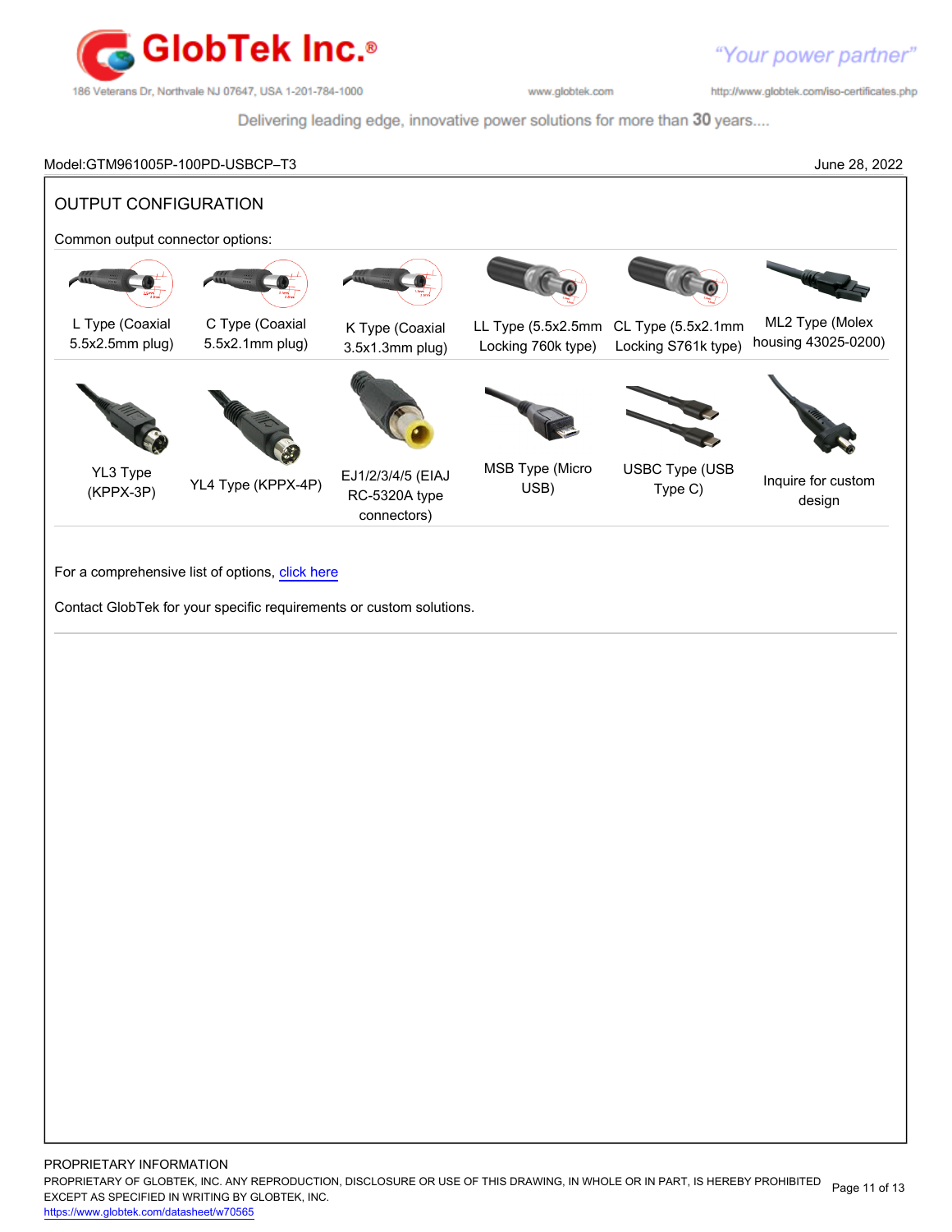Model:GTM961005P-100PD-USBCP–T3 June 28, 2022

## OUTPUT CONFIGURATION

Common output connector options:

| | | | | | |
|---|---|---|---|---|---|
| L Type (Coaxial 5.5x2.5mm plug) | C Type (Coaxial 5.5x2.1mm plug) | K Type (Coaxial 3.5x1.3mm plug) | LL Type (5.5x2.5mm Locking 760k type) | CL Type (5.5x2.1mm Locking S761k type) | ML2 Type (Molex housing 43025-0200) |
| YL3 Type (KPPX-3P) | YL4 Type (KPPX-4P) | EJ1/2/3/4/5 (EIAJ RC-5320A type connectors) | MSB Type (Micro USB) | USBC Type (USB Type C) | Inquire for custom design |

For a comprehensive list of options, click here

Contact GlobTek for your specific requirements or custom solutions.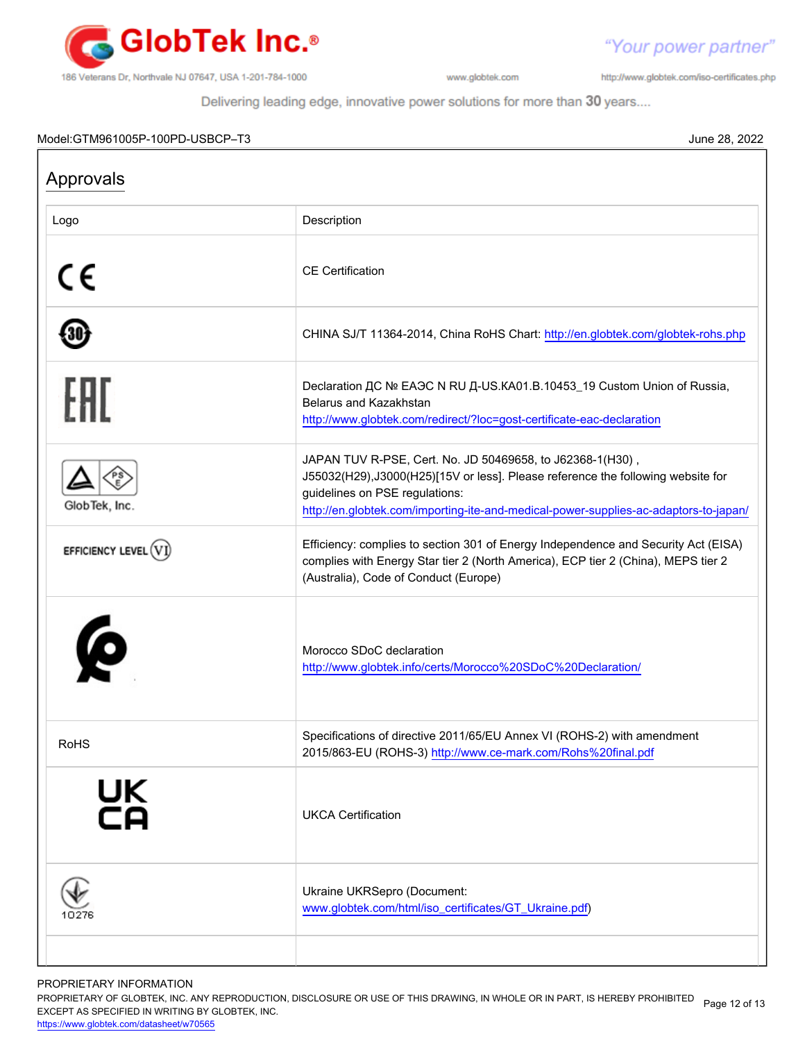Model:GTM961005P-100PD-USBCP–T3 June 28, 2022

## Approvals

| Logo | Description |
|---|---|
| CE | CE Certification |
| 30 | CHINA SJ/T 11364-2014, China RoHS Chart: http://en.globtek.com/globtek-rohs.php |
| EAC | Declaration ДС № ЕАЭС N RU Д-US.KA01.B.10453_19 Custom Union of Russia, Belarus and Kazakhstan http://www.globtek.com/redirect/?loc=gost-certificate-eac-declaration |
| PSE GlobTek, Inc. | JAPAN TUV R-PSE, Cert. No. JD 50469658, to J62368-1(H30) , J55032(H29),J3000(H25)[15V or less]. Please reference the following website for guidelines on PSE regulations: http://en.globtek.com/importing-ite-and-medical-power-supplies-ac-adaptors-to-japan/ |
| EFFICIENCY LEVEL VI | Efficiency: complies to section 301 of Energy Independence and Security Act (EISA) complies with Energy Star tier 2 (North America), ECP tier 2 (China), MEPS tier 2 (Australia), Code of Conduct (Europe) |
| | Morocco SDoC declaration http://www.globtek.info/certs/Morocco%20SDoC%20Declaration/ |
| RoHS | Specifications of directive 2011/65/EU Annex VI (ROHS-2) with amendment 2015/863-EU (ROHS-3) http://www.ce-mark.com/Rohs%20final.pdf |
| UK CA | UKCA Certification |
| 10276 | Ukraine UKRSepro (Document: www.globtek.com/html/iso_certificates/GT_Ukraine.pdf) |
| | |

PROPRIETARY INFORMATION
PROPRIETARY OF GLOBTEK, INC. ANY REPRODUCTION, DISCLOSURE OR USE OF THIS DRAWING, IN WHOLE OR IN PART, IS HEREBY PROHIBITED EXCEPT AS SPECIFIED IN WRITING BY GLOBTEK, INC.
https://www.globtek.com/datasheet/w70565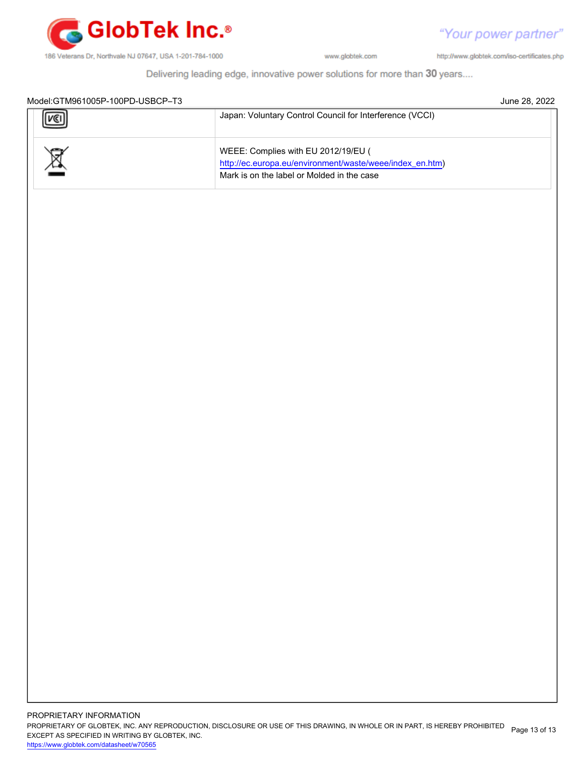| | |
|---|---|
| VCCI | Japan: Voluntary Control Council for Interference (VCCI) |
| | WEEE: Complies with EU 2012/19/EU ( http://ec.europa.eu/environment/waste/weee/index_en.htm) Mark is on the label or Molded in the case |

PROPRIETARY INFORMATION

PROPRIETARY OF GLOBTEK, INC. ANY REPRODUCTION, DISCLOSURE OR USE OF THIS DRAWING, IN WHOLE OR IN PART, IS HEREBY PROHIBITED EXCEPT AS SPECIFIED IN WRITING BY GLOBTEK, INC.

https://www.globtek.com/datasheet/w70565